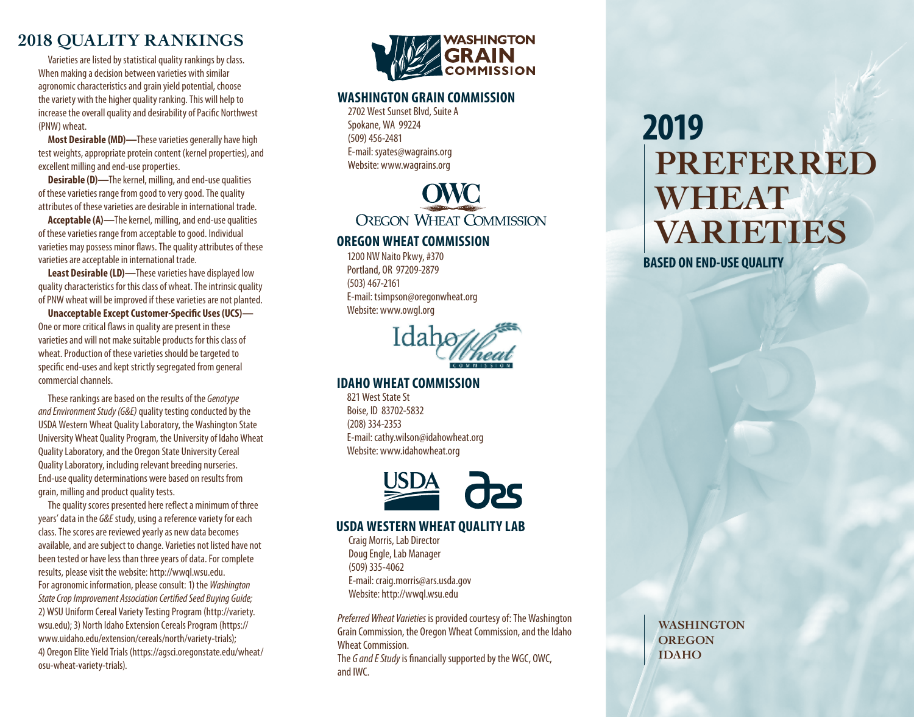## 2018 QUALITY RANKINGS

Varieties are listed by statistical quality rankings by class. When making a decision between varieties with similar agronomic characteristics and grain yield potential, choose the variety with the higher quality ranking. This will help to increase the overall quality and desirability of Pacific Northwest (PNW) wheat.

**Most Desirable (MD)—**These varieties generally have high test weights, appropriate protein content (kernel properties), and excellent milling and end-use properties.

**Desirable (D)—**The kernel, milling, and end-use qualities of these varieties range from good to very good. The quality attributes of these varieties are desirable in international trade.

**Acceptable (A)—**The kernel, milling, and end-use qualities of these varieties range from acceptable to good. Individual varieties may possess minor flaws. The quality attributes of these varieties are acceptable in international trade.

**Least Desirable (LD)—**These varieties have displayed low quality characteristics for this class of wheat. The intrinsic quality of PNW wheat will be improved if these varieties are not planted.

**Unacceptable Except Customer-Specific Uses (UCS)—** One or more critical flaws in quality are present in these varieties and will not make suitable products for this class of wheat. Production of these varieties should be targeted to specific end-uses and kept strictly segregated from general commercial channels.

These rankings are based on the results of the *Genotype and Environment Study (G&E)* quality testing conducted by the USDA Western Wheat Quality Laboratory, the Washington State University Wheat Quality Program, the University of Idaho Wheat Quality Laboratory, and the Oregon State University Cereal Quality Laboratory, including relevant breeding nurseries. End-use quality determinations were based on results from grain, milling and product quality tests.

The quality scores presented here reflect a minimum of three years' data in the *G&E* study, using a reference variety for each class. The scores are reviewed yearly as new data becomes available, and are subject to change. Varieties not listed have not been tested or have less than three years of data. For complete results, please visit the website: http://wwql.wsu.edu. For agronomic information, please consult: 1) the *Washington State Crop Improvement Association Certified Seed Buying Guide;* 2) WSU Uniform Cereal Variety Testing Program (http://variety.wsu.edu); 3) North Idaho Extension Cereals Program (https://www.uidaho.edu/extension/cereals/north/variety-trials); 4) Oregon Elite Yield Trials (https://agsci.oregonstate.edu/wheat/osu-wheat-variety-trials).

### WASHINGTON GRAIN COMMISSION

2702 West Sunset Blvd, Suite A
Spokane, WA 99224
(509) 456-2481
E-mail: syates@wagrains.org
Website: www.wagrains.org

### OREGON WHEAT COMMISSION

1200 NW Naito Pkwy, #370
Portland, OR 97209-2879
(503) 467-2161
E-mail: tsimpson@oregonwheat.org
Website: www.owgl.org

### IDAHO WHEAT COMMISSION

821 West State St
Boise, ID 83702-5832
(208) 334-2353
E-mail: cathy.wilson@idahowheat.org
Website: www.idahowheat.org

### USDA WESTERN WHEAT QUALITY LAB

Craig Morris, Lab Director
Doug Engle, Lab Manager
(509) 335-4062
E-mail: craig.morris@ars.usda.gov
Website: http://wwql.wsu.edu

*Preferred Wheat Varieties* is provided courtesy of: The Washington Grain Commission, the Oregon Wheat Commission, and the Idaho Wheat Commission.
The *G and E Study* is financially supported by the WGC, OWC, and IWC.

# 2019 PREFERRED WHEAT VARIETIES

**BASED ON END-USE QUALITY**

WASHINGTON
OREGON
IDAHO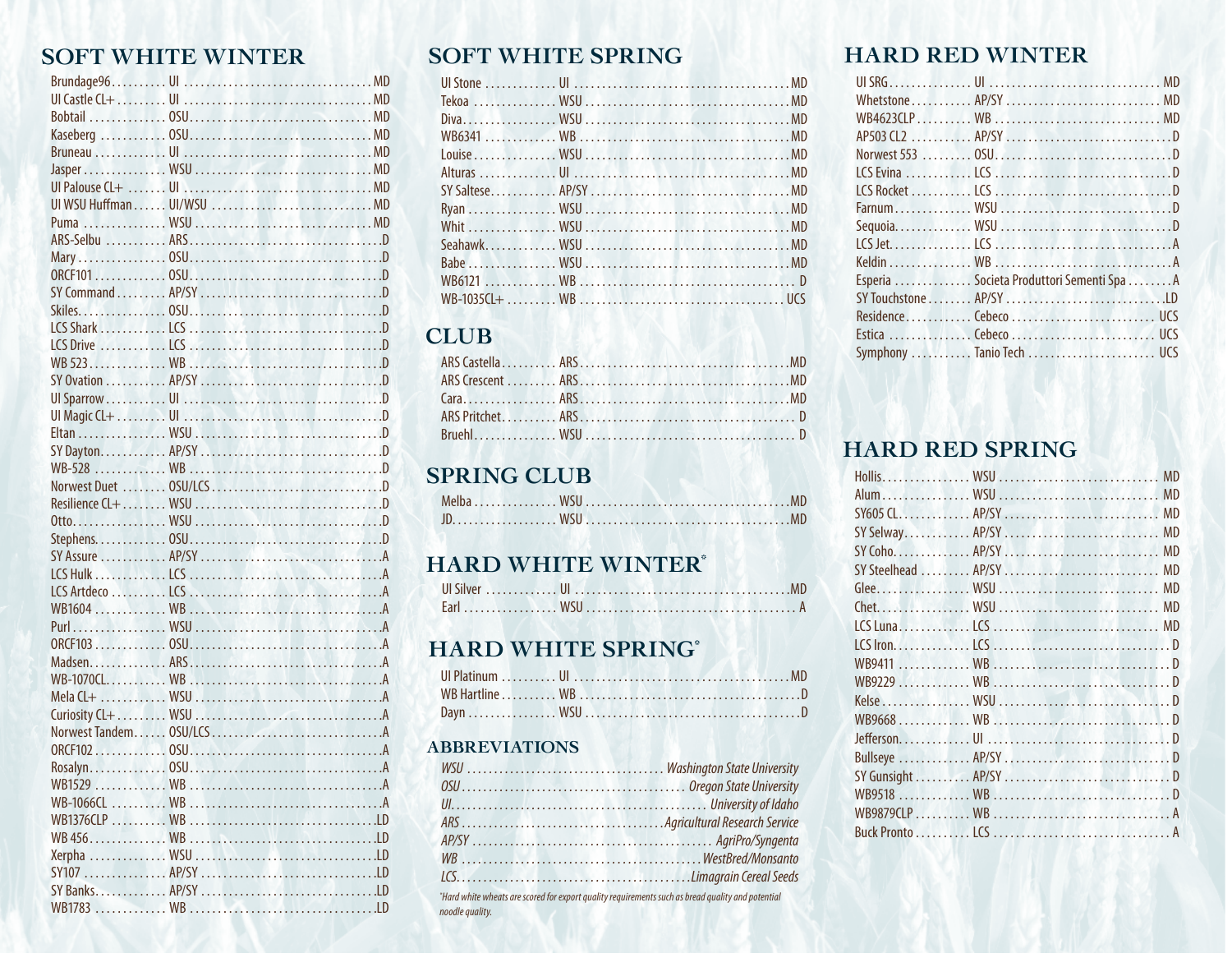## SOFT WHITE WINTER

| | | |
|---|---|---|
| Brundage96 | UI | MD |
| UI Castle CL+ | UI | MD |
| Bobtail | OSU | MD |
| Kaseberg | OSU | MD |
| Bruneau | UI | MD |
| Jasper | WSU | MD |
| UI Palouse CL+ | UI | MD |
| UI WSU Huffman | UI/WSU | MD |
| Puma | WSU | MD |
| ARS-Selbu | ARS | D |
| Mary | OSU | D |
| ORCF101 | OSU | D |
| SY Command | AP/SY | D |
| Skiles | OSU | D |
| LCS Shark | LCS | D |
| LCS Drive | LCS | D |
| WB 523 | WB | D |
| SY Ovation | AP/SY | D |
| UI Sparrow | UI | D |
| UI Magic CL+ | UI | D |
| Eltan | WSU | D |
| SY Dayton | AP/SY | D |
| WB-528 | WB | D |
| Norwest Duet | OSU/LCS | D |
| Resilience CL+ | WSU | D |
| Otto | WSU | D |
| Stephens | OSU | D |
| SY Assure | AP/SY | A |
| LCS Hulk | LCS | A |
| LCS Artdeco | LCS | A |
| WB1604 | WB | A |
| Purl | WSU | A |
| ORCF103 | OSU | A |
| Madsen | ARS | A |
| WB-1070CL | WB | A |
| Mela CL+ | WSU | A |
| Curiosity CL+ | WSU | A |
| Norwest Tandem | OSU/LCS | A |
| ORCF102 | OSU | A |
| Rosalyn | OSU | A |
| WB1529 | WB | A |
| WB-1066CL | WB | A |
| WB1376CLP | WB | LD |
| WB 456 | WB | LD |
| Xerpha | WSU | LD |
| SY107 | AP/SY | LD |
| SY Banks | AP/SY | LD |
| WB1783 | WB | LD |

## SOFT WHITE SPRING

| | | |
|---|---|---|
| UI Stone | UI | MD |
| Tekoa | WSU | MD |
| Diva | WSU | MD |
| WB6341 | WB | MD |
| Louise | WSU | MD |
| Alturas | UI | MD |
| SY Saltese | AP/SY | MD |
| Ryan | WSU | MD |
| Whit | WSU | MD |
| Seahawk | WSU | MD |
| Babe | WSU | MD |
| WB6121 | WB | D |
| WB-1035CL+ | WB | UCS |

## CLUB

| | | |
|---|---|---|
| ARS Castella | ARS | MD |
| ARS Crescent | ARS | MD |
| Cara | ARS | MD |
| ARS Pritchet | ARS | D |
| Bruehl | WSU | D |

## SPRING CLUB

| | | |
|---|---|---|
| Melba | WSU | MD |
| JD | WSU | MD |

## HARD WHITE WINTER*

| | | |
|---|---|---|
| UI Silver | UI | MD |
| Earl | WSU | A |

## HARD WHITE SPRING*

| | | |
|---|---|---|
| UI Platinum | UI | MD |
| WB Hartline | WB | D |
| Dayn | WSU | D |

## ABBREVIATIONS

| | |
|---|---|
| *WSU* | *Washington State University* |
| *OSU* | *Oregon State University* |
| *UI* | *University of Idaho* |
| *ARS* | *Agricultural Research Service* |
| *AP/SY* | *AgriPro/Syngenta* |
| *WB* | *WestBred/Monsanto* |
| *LCS* | *Limagrain Cereal Seeds* |

*Hard white wheats are scored for export quality requirements such as bread quality and potential noodle quality.*

## HARD RED WINTER

| | | |
|---|---|---|
| UI SRG | UI | MD |
| Whetstone | AP/SY | MD |
| WB4623CLP | WB | MD |
| AP503 CL2 | AP/SY | D |
| Norwest 553 | OSU | D |
| LCS Evina | LCS | D |
| LCS Rocket | LCS | D |
| Farnum | WSU | D |
| Sequoia | WSU | D |
| LCS Jet | LCS | A |
| Keldin | WB | A |
| Esperia | Societa Produttori Sementi Spa | A |
| SY Touchstone | AP/SY | LD |
| Residence | Cebeco | UCS |
| Estica | Cebeco | UCS |
| Symphony | Tanio Tech | UCS |

## HARD RED SPRING

| | | |
|---|---|---|
| Hollis | WSU | MD |
| Alum | WSU | MD |
| SY605 CL | AP/SY | MD |
| SY Selway | AP/SY | MD |
| SY Coho | AP/SY | MD |
| SY Steelhead | AP/SY | MD |
| Glee | WSU | MD |
| Chet | WSU | MD |
| LCS Luna | LCS | MD |
| LCS Iron | LCS | D |
| WB9411 | WB | D |
| WB9229 | WB | D |
| Kelse | WSU | D |
| WB9668 | WB | D |
| Jefferson | UI | D |
| Bullseye | AP/SY | D |
| SY Gunsight | AP/SY | D |
| WB9518 | WB | D |
| WB9879CLP | WB | A |
| Buck Pronto | LCS | A |